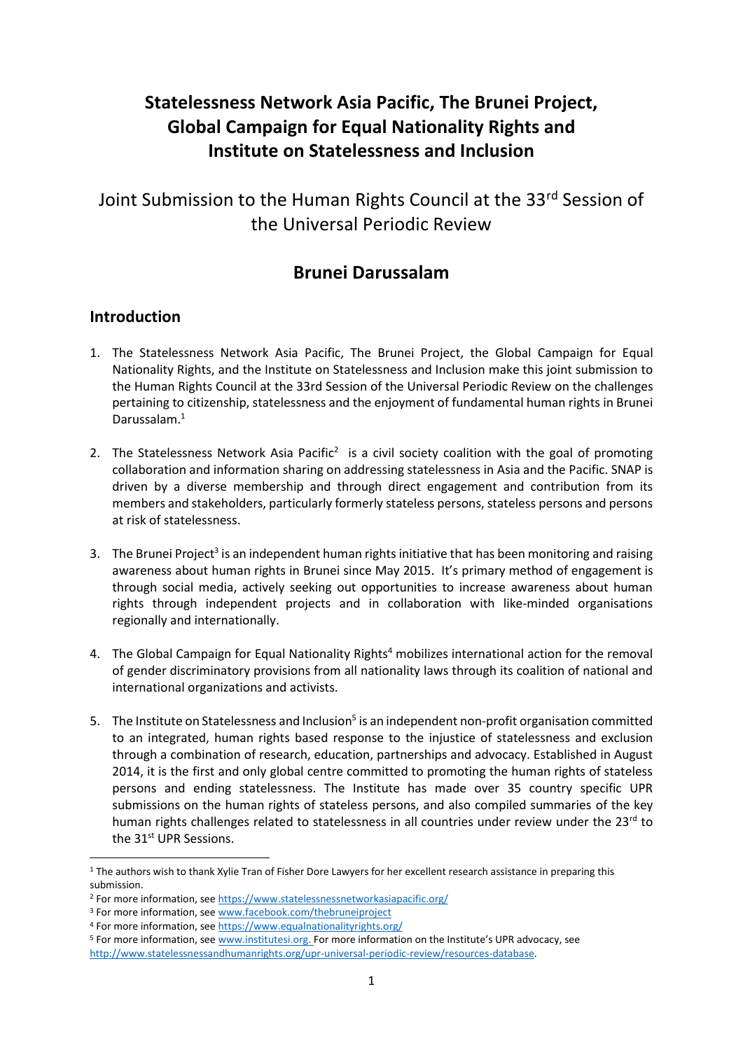# Statelessness Network Asia Pacific, The Brunei Project, Global Campaign for Equal Nationality Rights and Institute on Statelessness and Inclusion

## Joint Submission to the Human Rights Council at the 33rd Session of the Universal Periodic Review

## Brunei Darussalam

## Introduction

1. The Statelessness Network Asia Pacific, The Brunei Project, the Global Campaign for Equal Nationality Rights, and the Institute on Statelessness and Inclusion make this joint submission to the Human Rights Council at the 33rd Session of the Universal Periodic Review on the challenges pertaining to citizenship, statelessness and the enjoyment of fundamental human rights in Brunei Darussalam.[1]

2. The Statelessness Network Asia Pacific[2] is a civil society coalition with the goal of promoting collaboration and information sharing on addressing statelessness in Asia and the Pacific. SNAP is driven by a diverse membership and through direct engagement and contribution from its members and stakeholders, particularly formerly stateless persons, stateless persons and persons at risk of statelessness.

3. The Brunei Project[3] is an independent human rights initiative that has been monitoring and raising awareness about human rights in Brunei since May 2015. It's primary method of engagement is through social media, actively seeking out opportunities to increase awareness about human rights through independent projects and in collaboration with like-minded organisations regionally and internationally.

4. The Global Campaign for Equal Nationality Rights[4] mobilizes international action for the removal of gender discriminatory provisions from all nationality laws through its coalition of national and international organizations and activists.

5. The Institute on Statelessness and Inclusion[5] is an independent non-profit organisation committed to an integrated, human rights based response to the injustice of statelessness and exclusion through a combination of research, education, partnerships and advocacy. Established in August 2014, it is the first and only global centre committed to promoting the human rights of stateless persons and ending statelessness. The Institute has made over 35 country specific UPR submissions on the human rights of stateless persons, and also compiled summaries of the key human rights challenges related to statelessness in all countries under review under the 23rd to the 31st UPR Sessions.

---

[1] The authors wish to thank Xylie Tran of Fisher Dore Lawyers for her excellent research assistance in preparing this submission.

[2] For more information, see https://www.statelessnessnetworkasiapacific.org/

[3] For more information, see www.facebook.com/thebruneiproject

[4] For more information, see https://www.equalnationalityrights.org/

[5] For more information, see www.institutesi.org. For more information on the Institute's UPR advocacy, see http://www.statelessnessandhumanrights.org/upr-universal-periodic-review/resources-database.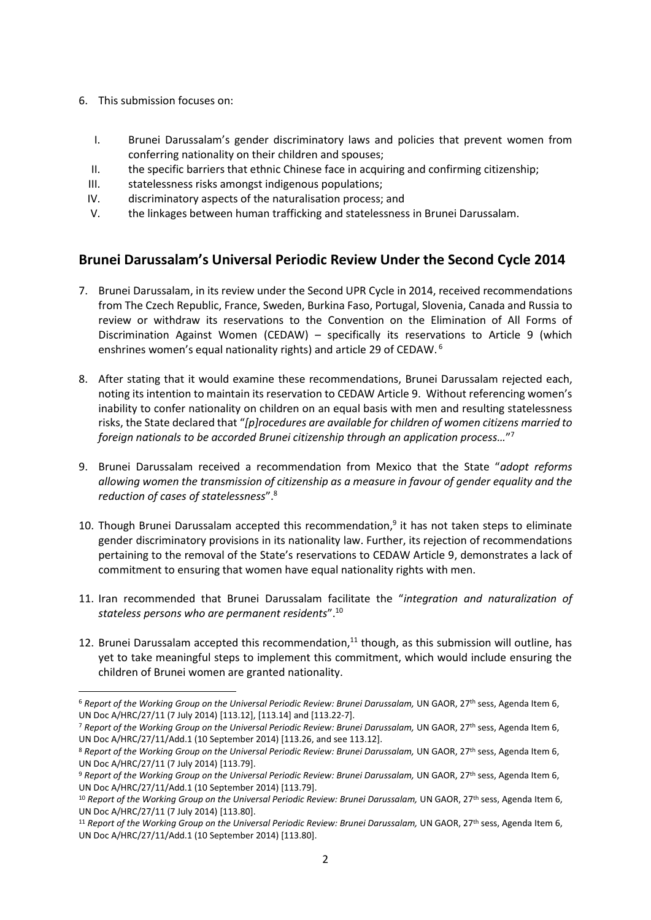6. This submission focuses on:

   I. Brunei Darussalam's gender discriminatory laws and policies that prevent women from conferring nationality on their children and spouses;
   II. the specific barriers that ethnic Chinese face in acquiring and confirming citizenship;
   III. statelessness risks amongst indigenous populations;
   IV. discriminatory aspects of the naturalisation process; and
   V. the linkages between human trafficking and statelessness in Brunei Darussalam.

## Brunei Darussalam's Universal Periodic Review Under the Second Cycle 2014

7. Brunei Darussalam, in its review under the Second UPR Cycle in 2014, received recommendations from The Czech Republic, France, Sweden, Burkina Faso, Portugal, Slovenia, Canada and Russia to review or withdraw its reservations to the Convention on the Elimination of All Forms of Discrimination Against Women (CEDAW) – specifically its reservations to Article 9 (which enshrines women's equal nationality rights) and article 29 of CEDAW.[6]

8. After stating that it would examine these recommendations, Brunei Darussalam rejected each, noting its intention to maintain its reservation to CEDAW Article 9. Without referencing women's inability to confer nationality on children on an equal basis with men and resulting statelessness risks, the State declared that "*[p]rocedures are available for children of women citizens married to foreign nationals to be accorded Brunei citizenship through an application process…*"[7]

9. Brunei Darussalam received a recommendation from Mexico that the State "*adopt reforms allowing women the transmission of citizenship as a measure in favour of gender equality and the reduction of cases of statelessness*".[8]

10. Though Brunei Darussalam accepted this recommendation,[9] it has not taken steps to eliminate gender discriminatory provisions in its nationality law. Further, its rejection of recommendations pertaining to the removal of the State's reservations to CEDAW Article 9, demonstrates a lack of commitment to ensuring that women have equal nationality rights with men.

11. Iran recommended that Brunei Darussalam facilitate the "*integration and naturalization of stateless persons who are permanent residents*".[10]

12. Brunei Darussalam accepted this recommendation,[11] though, as this submission will outline, has yet to take meaningful steps to implement this commitment, which would include ensuring the children of Brunei women are granted nationality.

---

[6] *Report of the Working Group on the Universal Periodic Review: Brunei Darussalam,* UN GAOR, 27th sess, Agenda Item 6, UN Doc A/HRC/27/11 (7 July 2014) [113.12], [113.14] and [113.22-7].

[7] *Report of the Working Group on the Universal Periodic Review: Brunei Darussalam,* UN GAOR, 27th sess, Agenda Item 6, UN Doc A/HRC/27/11/Add.1 (10 September 2014) [113.26, and see 113.12].

[8] *Report of the Working Group on the Universal Periodic Review: Brunei Darussalam,* UN GAOR, 27th sess, Agenda Item 6, UN Doc A/HRC/27/11 (7 July 2014) [113.79].

[9] *Report of the Working Group on the Universal Periodic Review: Brunei Darussalam,* UN GAOR, 27th sess, Agenda Item 6, UN Doc A/HRC/27/11/Add.1 (10 September 2014) [113.79].

[10] *Report of the Working Group on the Universal Periodic Review: Brunei Darussalam,* UN GAOR, 27th sess, Agenda Item 6, UN Doc A/HRC/27/11 (7 July 2014) [113.80].

[11] *Report of the Working Group on the Universal Periodic Review: Brunei Darussalam,* UN GAOR, 27th sess, Agenda Item 6, UN Doc A/HRC/27/11/Add.1 (10 September 2014) [113.80].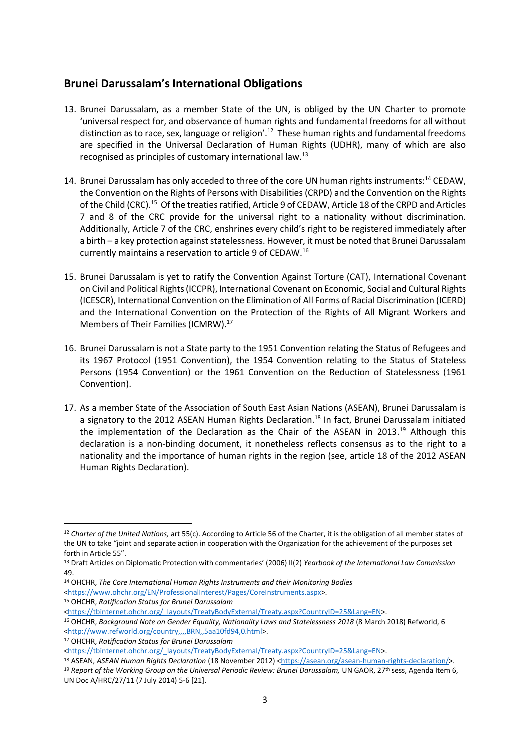## Brunei Darussalam's International Obligations

13. Brunei Darussalam, as a member State of the UN, is obliged by the UN Charter to promote 'universal respect for, and observance of human rights and fundamental freedoms for all without distinction as to race, sex, language or religion'.[12] These human rights and fundamental freedoms are specified in the Universal Declaration of Human Rights (UDHR), many of which are also recognised as principles of customary international law.[13]

14. Brunei Darussalam has only acceded to three of the core UN human rights instruments:[14] CEDAW, the Convention on the Rights of Persons with Disabilities (CRPD) and the Convention on the Rights of the Child (CRC).[15] Of the treaties ratified, Article 9 of CEDAW, Article 18 of the CRPD and Articles 7 and 8 of the CRC provide for the universal right to a nationality without discrimination. Additionally, Article 7 of the CRC, enshrines every child's right to be registered immediately after a birth – a key protection against statelessness. However, it must be noted that Brunei Darussalam currently maintains a reservation to article 9 of CEDAW.[16]

15. Brunei Darussalam is yet to ratify the Convention Against Torture (CAT), International Covenant on Civil and Political Rights (ICCPR), International Covenant on Economic, Social and Cultural Rights (ICESCR), International Convention on the Elimination of All Forms of Racial Discrimination (ICERD) and the International Convention on the Protection of the Rights of All Migrant Workers and Members of Their Families (ICMRW).[17]

16. Brunei Darussalam is not a State party to the 1951 Convention relating the Status of Refugees and its 1967 Protocol (1951 Convention), the 1954 Convention relating to the Status of Stateless Persons (1954 Convention) or the 1961 Convention on the Reduction of Statelessness (1961 Convention).

17. As a member State of the Association of South East Asian Nations (ASEAN), Brunei Darussalam is a signatory to the 2012 ASEAN Human Rights Declaration.[18] In fact, Brunei Darussalam initiated the implementation of the Declaration as the Chair of the ASEAN in 2013.[19] Although this declaration is a non-binding document, it nonetheless reflects consensus as to the right to a nationality and the importance of human rights in the region (see, article 18 of the 2012 ASEAN Human Rights Declaration).

---

[12] *Charter of the United Nations,* art 55(c). According to Article 56 of the Charter, it is the obligation of all member states of the UN to take "joint and separate action in cooperation with the Organization for the achievement of the purposes set forth in Article 55".

[13] Draft Articles on Diplomatic Protection with commentaries' (2006) II(2) *Yearbook of the International Law Commission* 49.

[14] OHCHR, *The Core International Human Rights Instruments and their Monitoring Bodies* <https://www.ohchr.org/EN/ProfessionalInterest/Pages/CoreInstruments.aspx>.

[15] OHCHR, *Ratification Status for Brunei Darussalam* <https://tbinternet.ohchr.org/_layouts/TreatyBodyExternal/Treaty.aspx?CountryID=25&Lang=EN>.

[16] OHCHR, *Background Note on Gender Equality, Nationality Laws and Statelessness 2018* (8 March 2018) Refworld, 6 <http://www.refworld.org/country,,,,BRN,,5aa10fd94,0.html>.

[17] OHCHR, *Ratification Status for Brunei Darussalam* <https://tbinternet.ohchr.org/_layouts/TreatyBodyExternal/Treaty.aspx?CountryID=25&Lang=EN>.

[18] ASEAN, *ASEAN Human Rights Declaration* (18 November 2012) <https://asean.org/asean-human-rights-declaration/>.

[19] *Report of the Working Group on the Universal Periodic Review: Brunei Darussalam,* UN GAOR, 27th sess, Agenda Item 6, UN Doc A/HRC/27/11 (7 July 2014) 5-6 [21].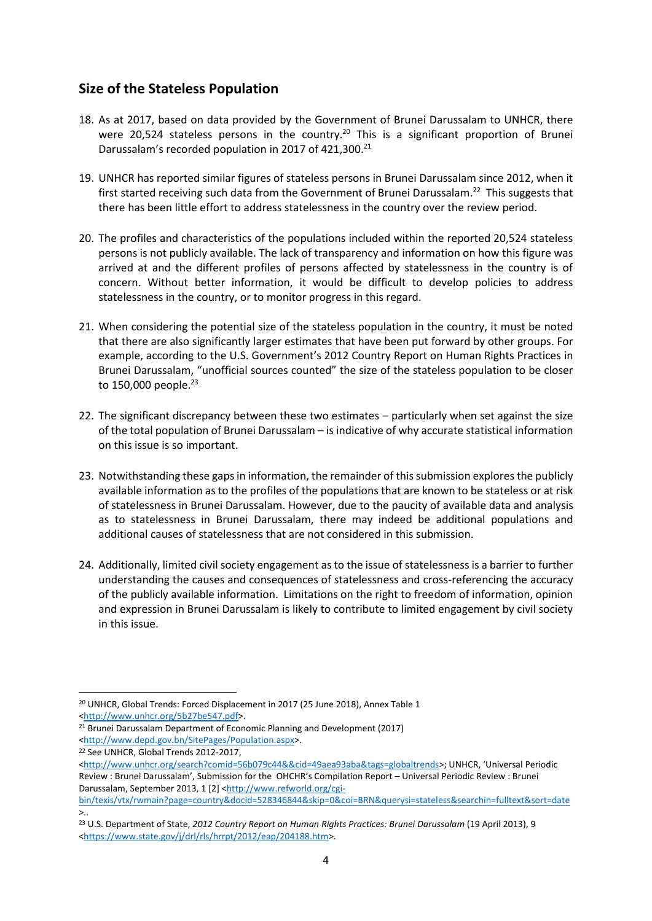## Size of the Stateless Population

18. As at 2017, based on data provided by the Government of Brunei Darussalam to UNHCR, there were 20,524 stateless persons in the country.[20] This is a significant proportion of Brunei Darussalam's recorded population in 2017 of 421,300.[21]

19. UNHCR has reported similar figures of stateless persons in Brunei Darussalam since 2012, when it first started receiving such data from the Government of Brunei Darussalam.[22] This suggests that there has been little effort to address statelessness in the country over the review period.

20. The profiles and characteristics of the populations included within the reported 20,524 stateless persons is not publicly available. The lack of transparency and information on how this figure was arrived at and the different profiles of persons affected by statelessness in the country is of concern. Without better information, it would be difficult to develop policies to address statelessness in the country, or to monitor progress in this regard.

21. When considering the potential size of the stateless population in the country, it must be noted that there are also significantly larger estimates that have been put forward by other groups. For example, according to the U.S. Government's 2012 Country Report on Human Rights Practices in Brunei Darussalam, "unofficial sources counted" the size of the stateless population to be closer to 150,000 people.[23]

22. The significant discrepancy between these two estimates – particularly when set against the size of the total population of Brunei Darussalam – is indicative of why accurate statistical information on this issue is so important.

23. Notwithstanding these gaps in information, the remainder of this submission explores the publicly available information as to the profiles of the populations that are known to be stateless or at risk of statelessness in Brunei Darussalam. However, due to the paucity of available data and analysis as to statelessness in Brunei Darussalam, there may indeed be additional populations and additional causes of statelessness that are not considered in this submission.

24. Additionally, limited civil society engagement as to the issue of statelessness is a barrier to further understanding the causes and consequences of statelessness and cross-referencing the accuracy of the publicly available information. Limitations on the right to freedom of information, opinion and expression in Brunei Darussalam is likely to contribute to limited engagement by civil society in this issue.

---

[20] UNHCR, Global Trends: Forced Displacement in 2017 (25 June 2018), Annex Table 1 <http://www.unhcr.org/5b27be547.pdf>.

[21] Brunei Darussalam Department of Economic Planning and Development (2017) <http://www.depd.gov.bn/SitePages/Population.aspx>.

[22] See UNHCR, Global Trends 2012-2017, <http://www.unhcr.org/search?comid=56b079c44&&cid=49aea93aba&tags=globaltrends>; UNHCR, 'Universal Periodic Review : Brunei Darussalam', Submission for the OHCHR's Compilation Report – Universal Periodic Review : Brunei Darussalam, September 2013, 1 [2] <http://www.refworld.org/cgi-bin/texis/vtx/rwmain?page=country&docid=528346844&skip=0&coi=BRN&querysi=stateless&searchin=fulltext&sort=date>..

[23] U.S. Department of State, *2012 Country Report on Human Rights Practices: Brunei Darussalam* (19 April 2013), 9 <https://www.state.gov/j/drl/rls/hrrpt/2012/eap/204188.htm>.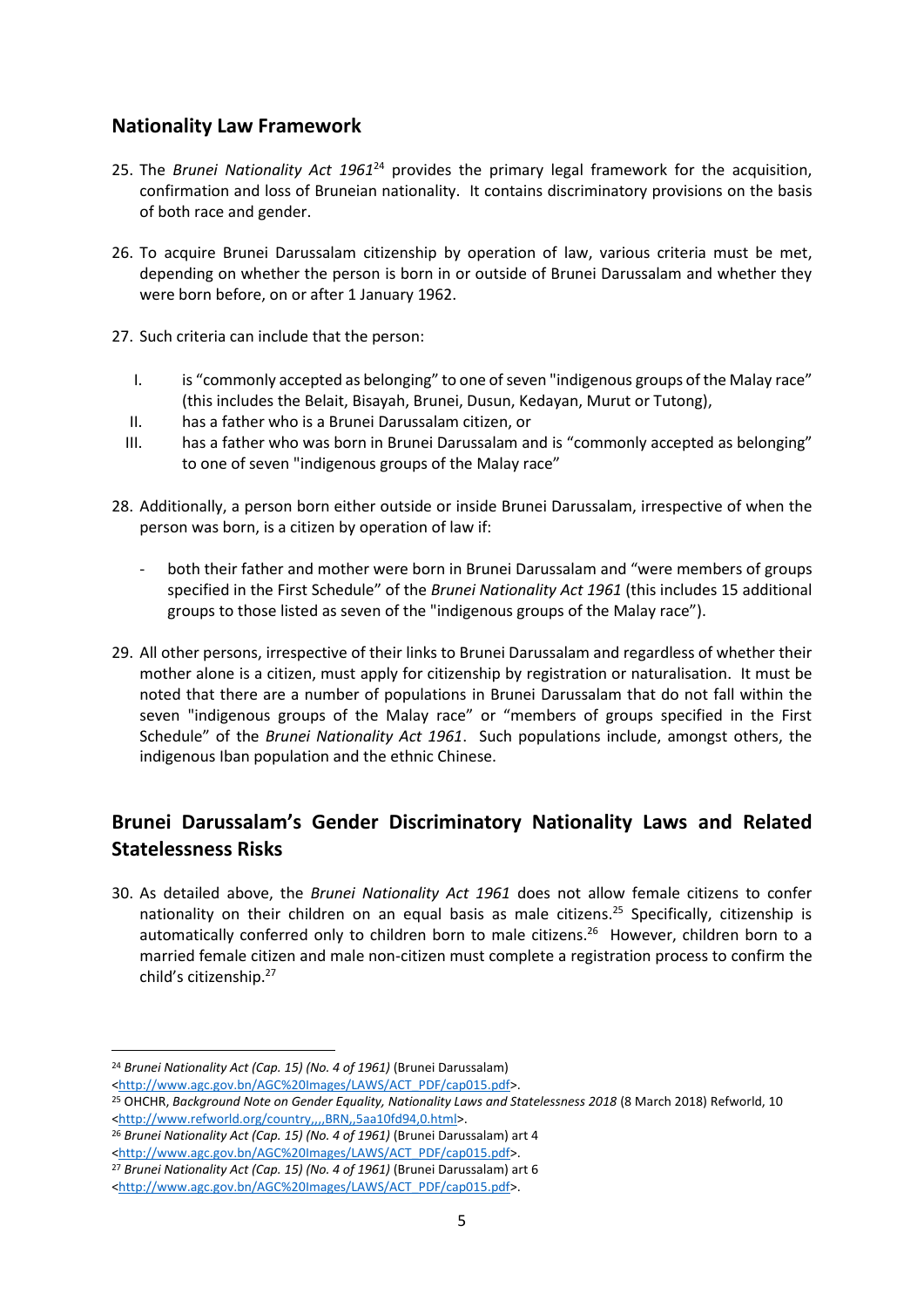## Nationality Law Framework

25. The *Brunei Nationality Act 1961*[24] provides the primary legal framework for the acquisition, confirmation and loss of Bruneian nationality. It contains discriminatory provisions on the basis of both race and gender.

26. To acquire Brunei Darussalam citizenship by operation of law, various criteria must be met, depending on whether the person is born in or outside of Brunei Darussalam and whether they were born before, on or after 1 January 1962.

27. Such criteria can include that the person:

    I. is "commonly accepted as belonging" to one of seven "indigenous groups of the Malay race" (this includes the Belait, Bisayah, Brunei, Dusun, Kedayan, Murut or Tutong),

    II. has a father who is a Brunei Darussalam citizen, or

    III. has a father who was born in Brunei Darussalam and is "commonly accepted as belonging" to one of seven "indigenous groups of the Malay race"

28. Additionally, a person born either outside or inside Brunei Darussalam, irrespective of when the person was born, is a citizen by operation of law if:

    - both their father and mother were born in Brunei Darussalam and "were members of groups specified in the First Schedule" of the *Brunei Nationality Act 1961* (this includes 15 additional groups to those listed as seven of the "indigenous groups of the Malay race").

29. All other persons, irrespective of their links to Brunei Darussalam and regardless of whether their mother alone is a citizen, must apply for citizenship by registration or naturalisation. It must be noted that there are a number of populations in Brunei Darussalam that do not fall within the seven "indigenous groups of the Malay race" or "members of groups specified in the First Schedule" of the *Brunei Nationality Act 1961*. Such populations include, amongst others, the indigenous Iban population and the ethnic Chinese.

## Brunei Darussalam's Gender Discriminatory Nationality Laws and Related Statelessness Risks

30. As detailed above, the *Brunei Nationality Act 1961* does not allow female citizens to confer nationality on their children on an equal basis as male citizens.[25] Specifically, citizenship is automatically conferred only to children born to male citizens.[26] However, children born to a married female citizen and male non-citizen must complete a registration process to confirm the child's citizenship.[27]

---

[24] *Brunei Nationality Act (Cap. 15) (No. 4 of 1961)* (Brunei Darussalam) <http://www.agc.gov.bn/AGC%20Images/LAWS/ACT_PDF/cap015.pdf>.

[25] OHCHR, *Background Note on Gender Equality, Nationality Laws and Statelessness 2018* (8 March 2018) Refworld, 10 <http://www.refworld.org/country,,,,BRN,,5aa10fd94,0.html>.

[26] *Brunei Nationality Act (Cap. 15) (No. 4 of 1961)* (Brunei Darussalam) art 4 <http://www.agc.gov.bn/AGC%20Images/LAWS/ACT_PDF/cap015.pdf>.

[27] *Brunei Nationality Act (Cap. 15) (No. 4 of 1961)* (Brunei Darussalam) art 6 <http://www.agc.gov.bn/AGC%20Images/LAWS/ACT_PDF/cap015.pdf>.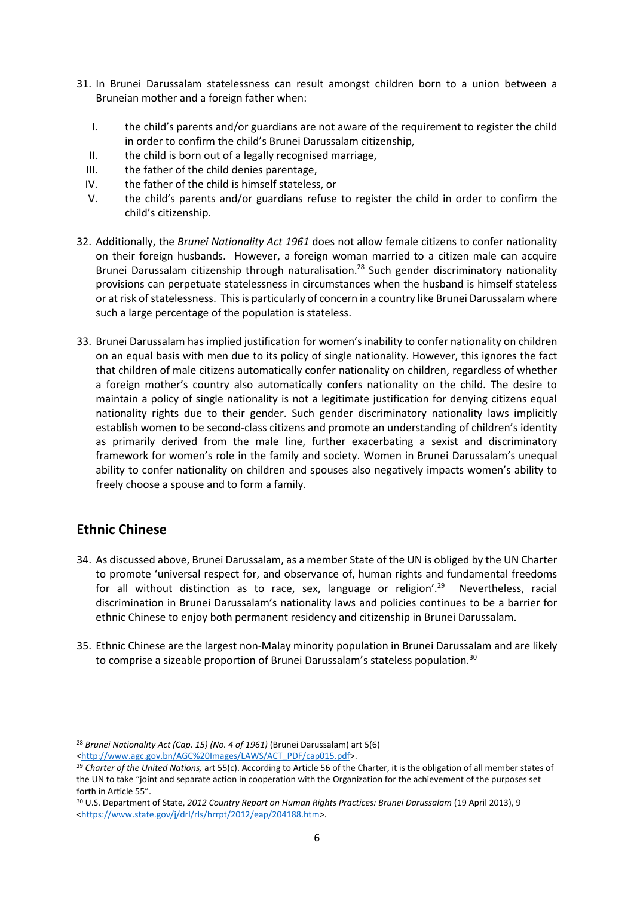31. In Brunei Darussalam statelessness can result amongst children born to a union between a Bruneian mother and a foreign father when:

    I. the child's parents and/or guardians are not aware of the requirement to register the child in order to confirm the child's Brunei Darussalam citizenship,
    II. the child is born out of a legally recognised marriage,
    III. the father of the child denies parentage,
    IV. the father of the child is himself stateless, or
    V. the child's parents and/or guardians refuse to register the child in order to confirm the child's citizenship.

32. Additionally, the *Brunei Nationality Act 1961* does not allow female citizens to confer nationality on their foreign husbands. However, a foreign woman married to a citizen male can acquire Brunei Darussalam citizenship through naturalisation.[28] Such gender discriminatory nationality provisions can perpetuate statelessness in circumstances when the husband is himself stateless or at risk of statelessness. This is particularly of concern in a country like Brunei Darussalam where such a large percentage of the population is stateless.

33. Brunei Darussalam has implied justification for women's inability to confer nationality on children on an equal basis with men due to its policy of single nationality. However, this ignores the fact that children of male citizens automatically confer nationality on children, regardless of whether a foreign mother's country also automatically confers nationality on the child. The desire to maintain a policy of single nationality is not a legitimate justification for denying citizens equal nationality rights due to their gender. Such gender discriminatory nationality laws implicitly establish women to be second-class citizens and promote an understanding of children's identity as primarily derived from the male line, further exacerbating a sexist and discriminatory framework for women's role in the family and society. Women in Brunei Darussalam's unequal ability to confer nationality on children and spouses also negatively impacts women's ability to freely choose a spouse and to form a family.

## Ethnic Chinese

34. As discussed above, Brunei Darussalam, as a member State of the UN is obliged by the UN Charter to promote 'universal respect for, and observance of, human rights and fundamental freedoms for all without distinction as to race, sex, language or religion'.[29] Nevertheless, racial discrimination in Brunei Darussalam's nationality laws and policies continues to be a barrier for ethnic Chinese to enjoy both permanent residency and citizenship in Brunei Darussalam.

35. Ethnic Chinese are the largest non-Malay minority population in Brunei Darussalam and are likely to comprise a sizeable proportion of Brunei Darussalam's stateless population.[30]

---

[28] *Brunei Nationality Act (Cap. 15) (No. 4 of 1961)* (Brunei Darussalam) art 5(6) <http://www.agc.gov.bn/AGC%20Images/LAWS/ACT_PDF/cap015.pdf>.

[29] *Charter of the United Nations,* art 55(c). According to Article 56 of the Charter, it is the obligation of all member states of the UN to take "joint and separate action in cooperation with the Organization for the achievement of the purposes set forth in Article 55".

[30] U.S. Department of State, *2012 Country Report on Human Rights Practices: Brunei Darussalam* (19 April 2013), 9 <https://www.state.gov/j/drl/rls/hrrpt/2012/eap/204188.htm>.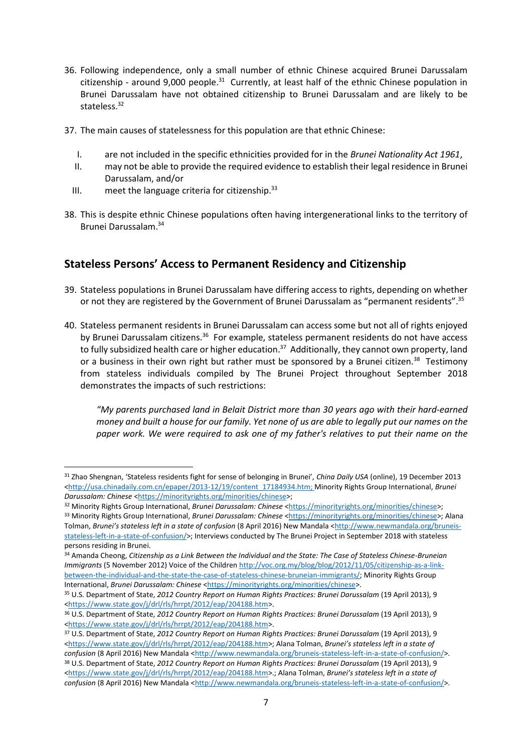36. Following independence, only a small number of ethnic Chinese acquired Brunei Darussalam citizenship - around 9,000 people.[31] Currently, at least half of the ethnic Chinese population in Brunei Darussalam have not obtained citizenship to Brunei Darussalam and are likely to be stateless.[32]

37. The main causes of statelessness for this population are that ethnic Chinese:

    I. are not included in the specific ethnicities provided for in the *Brunei Nationality Act 1961*,
    II. may not be able to provide the required evidence to establish their legal residence in Brunei Darussalam, and/or
    III. meet the language criteria for citizenship.[33]

38. This is despite ethnic Chinese populations often having intergenerational links to the territory of Brunei Darussalam.[34]

## Stateless Persons' Access to Permanent Residency and Citizenship

39. Stateless populations in Brunei Darussalam have differing access to rights, depending on whether or not they are registered by the Government of Brunei Darussalam as "permanent residents".[35]

40. Stateless permanent residents in Brunei Darussalam can access some but not all of rights enjoyed by Brunei Darussalam citizens.[36] For example, stateless permanent residents do not have access to fully subsidized health care or higher education.[37] Additionally, they cannot own property, land or a business in their own right but rather must be sponsored by a Brunei citizen.[38] Testimony from stateless individuals compiled by The Brunei Project throughout September 2018 demonstrates the impacts of such restrictions:

    *"My parents purchased land in Belait District more than 30 years ago with their hard-earned money and built a house for our family. Yet none of us are able to legally put our names on the paper work. We were required to ask one of my father's relatives to put their name on the*

---

[31] Zhao Shengnan, 'Stateless residents fight for sense of belonging in Brunei', *China Daily USA* (online), 19 December 2013 <http://usa.chinadaily.com.cn/epaper/2013-12/19/content_17184934.htm; Minority Rights Group International, *Brunei Darussalam: Chinese* <https://minorityrights.org/minorities/chinese>;

[32] Minority Rights Group International, *Brunei Darussalam: Chinese* <https://minorityrights.org/minorities/chinese>;

[33] Minority Rights Group International, *Brunei Darussalam: Chinese* <https://minorityrights.org/minorities/chinese>; Alana Tolman, *Brunei's stateless left in a state of confusion* (8 April 2016) New Mandala <http://www.newmandala.org/bruneis-stateless-left-in-a-state-of-confusion/>; Interviews conducted by The Brunei Project in September 2018 with stateless persons residing in Brunei.

[34] Amanda Cheong, *Citizenship as a Link Between the Individual and the State: The Case of Stateless Chinese-Bruneian Immigrants* (5 November 2012) Voice of the Children http://voc.org.my/blog/blog/2012/11/05/citizenship-as-a-link-between-the-individual-and-the-state-the-case-of-stateless-chinese-bruneian-immigrants/; Minority Rights Group International, *Brunei Darussalam: Chinese* <https://minorityrights.org/minorities/chinese>.

[35] U.S. Department of State, *2012 Country Report on Human Rights Practices: Brunei Darussalam* (19 April 2013), 9 <https://www.state.gov/j/drl/rls/hrrpt/2012/eap/204188.htm>.

[36] U.S. Department of State, *2012 Country Report on Human Rights Practices: Brunei Darussalam* (19 April 2013), 9 <https://www.state.gov/j/drl/rls/hrrpt/2012/eap/204188.htm>.

[37] U.S. Department of State, *2012 Country Report on Human Rights Practices: Brunei Darussalam* (19 April 2013), 9 <https://www.state.gov/j/drl/rls/hrrpt/2012/eap/204188.htm>; Alana Tolman, *Brunei's stateless left in a state of confusion* (8 April 2016) New Mandala <http://www.newmandala.org/bruneis-stateless-left-in-a-state-of-confusion/>.

[38] U.S. Department of State, *2012 Country Report on Human Rights Practices: Brunei Darussalam* (19 April 2013), 9 <https://www.state.gov/j/drl/rls/hrrpt/2012/eap/204188.htm>.; Alana Tolman, *Brunei's stateless left in a state of confusion* (8 April 2016) New Mandala <http://www.newmandala.org/bruneis-stateless-left-in-a-state-of-confusion/>.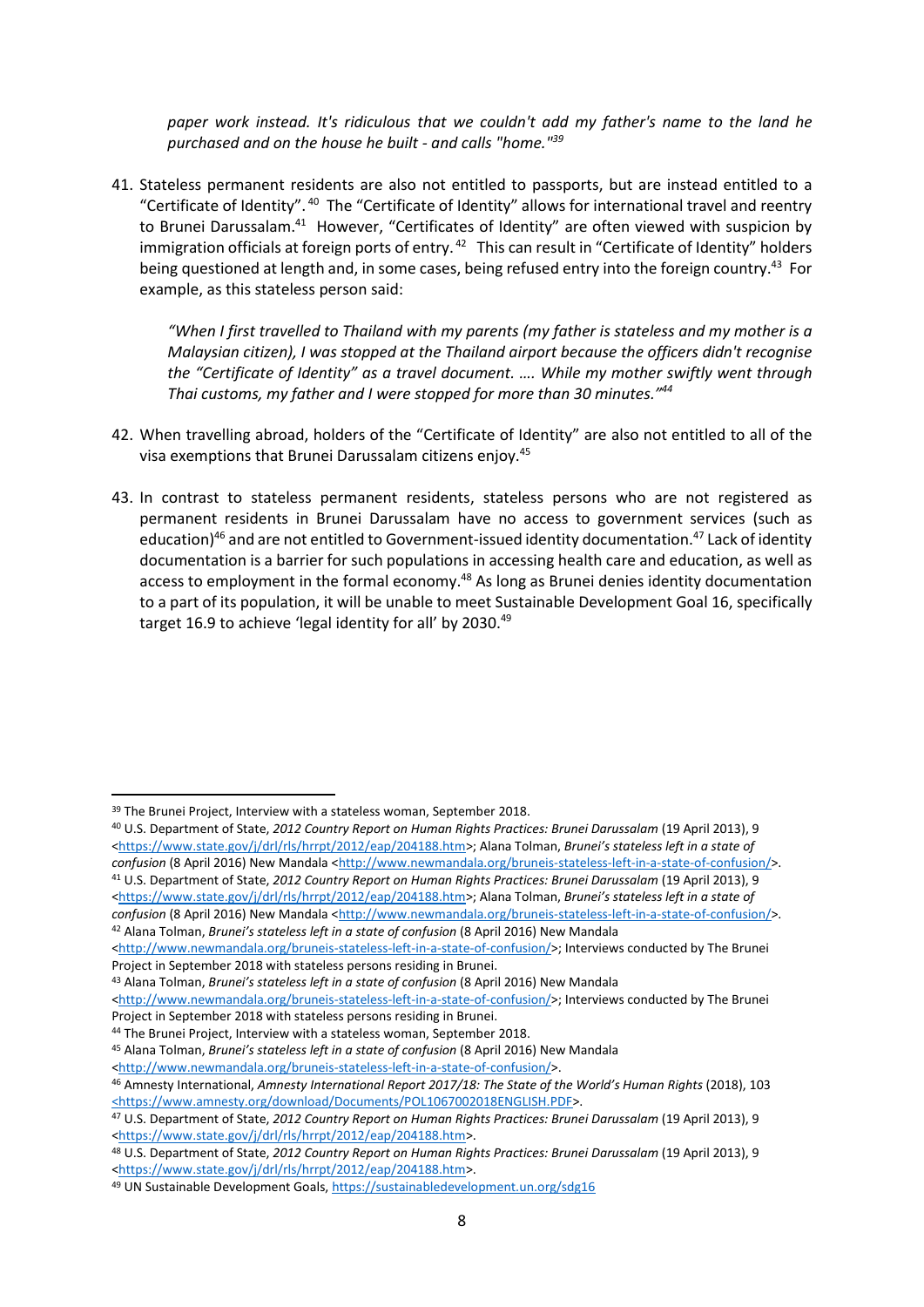*paper work instead. It's ridiculous that we couldn't add my father's name to the land he purchased and on the house he built - and calls "home."*[39]

41. Stateless permanent residents are also not entitled to passports, but are instead entitled to a "Certificate of Identity".[40] The "Certificate of Identity" allows for international travel and reentry to Brunei Darussalam.[41] However, "Certificates of Identity" are often viewed with suspicion by immigration officials at foreign ports of entry.[42] This can result in "Certificate of Identity" holders being questioned at length and, in some cases, being refused entry into the foreign country.[43] For example, as this stateless person said:

    *"When I first travelled to Thailand with my parents (my father is stateless and my mother is a Malaysian citizen), I was stopped at the Thailand airport because the officers didn't recognise the "Certificate of Identity" as a travel document. …. While my mother swiftly went through Thai customs, my father and I were stopped for more than 30 minutes."*[44]

42. When travelling abroad, holders of the "Certificate of Identity" are also not entitled to all of the visa exemptions that Brunei Darussalam citizens enjoy.[45]

43. In contrast to stateless permanent residents, stateless persons who are not registered as permanent residents in Brunei Darussalam have no access to government services (such as education)[46] and are not entitled to Government-issued identity documentation.[47] Lack of identity documentation is a barrier for such populations in accessing health care and education, as well as access to employment in the formal economy.[48] As long as Brunei denies identity documentation to a part of its population, it will be unable to meet Sustainable Development Goal 16, specifically target 16.9 to achieve 'legal identity for all' by 2030.[49]

---

[39] The Brunei Project, Interview with a stateless woman, September 2018.

[40] U.S. Department of State, *2012 Country Report on Human Rights Practices: Brunei Darussalam* (19 April 2013), 9 <https://www.state.gov/j/drl/rls/hrrpt/2012/eap/204188.htm>; Alana Tolman, *Brunei's stateless left in a state of confusion* (8 April 2016) New Mandala <http://www.newmandala.org/bruneis-stateless-left-in-a-state-of-confusion/>.

[41] U.S. Department of State, *2012 Country Report on Human Rights Practices: Brunei Darussalam* (19 April 2013), 9 <https://www.state.gov/j/drl/rls/hrrpt/2012/eap/204188.htm>; Alana Tolman, *Brunei's stateless left in a state of confusion* (8 April 2016) New Mandala <http://www.newmandala.org/bruneis-stateless-left-in-a-state-of-confusion/>.

[42] Alana Tolman, *Brunei's stateless left in a state of confusion* (8 April 2016) New Mandala <http://www.newmandala.org/bruneis-stateless-left-in-a-state-of-confusion/>; Interviews conducted by The Brunei Project in September 2018 with stateless persons residing in Brunei.

[43] Alana Tolman, *Brunei's stateless left in a state of confusion* (8 April 2016) New Mandala <http://www.newmandala.org/bruneis-stateless-left-in-a-state-of-confusion/>; Interviews conducted by The Brunei Project in September 2018 with stateless persons residing in Brunei.

[44] The Brunei Project, Interview with a stateless woman, September 2018.

[45] Alana Tolman, *Brunei's stateless left in a state of confusion* (8 April 2016) New Mandala <http://www.newmandala.org/bruneis-stateless-left-in-a-state-of-confusion/>.

[46] Amnesty International, *Amnesty International Report 2017/18: The State of the World's Human Rights* (2018), 103 <https://www.amnesty.org/download/Documents/POL1067002018ENGLISH.PDF>.

[47] U.S. Department of State, *2012 Country Report on Human Rights Practices: Brunei Darussalam* (19 April 2013), 9 <https://www.state.gov/j/drl/rls/hrrpt/2012/eap/204188.htm>.

[48] U.S. Department of State, *2012 Country Report on Human Rights Practices: Brunei Darussalam* (19 April 2013), 9 <https://www.state.gov/j/drl/rls/hrrpt/2012/eap/204188.htm>.

[49] UN Sustainable Development Goals, https://sustainabledevelopment.un.org/sdg16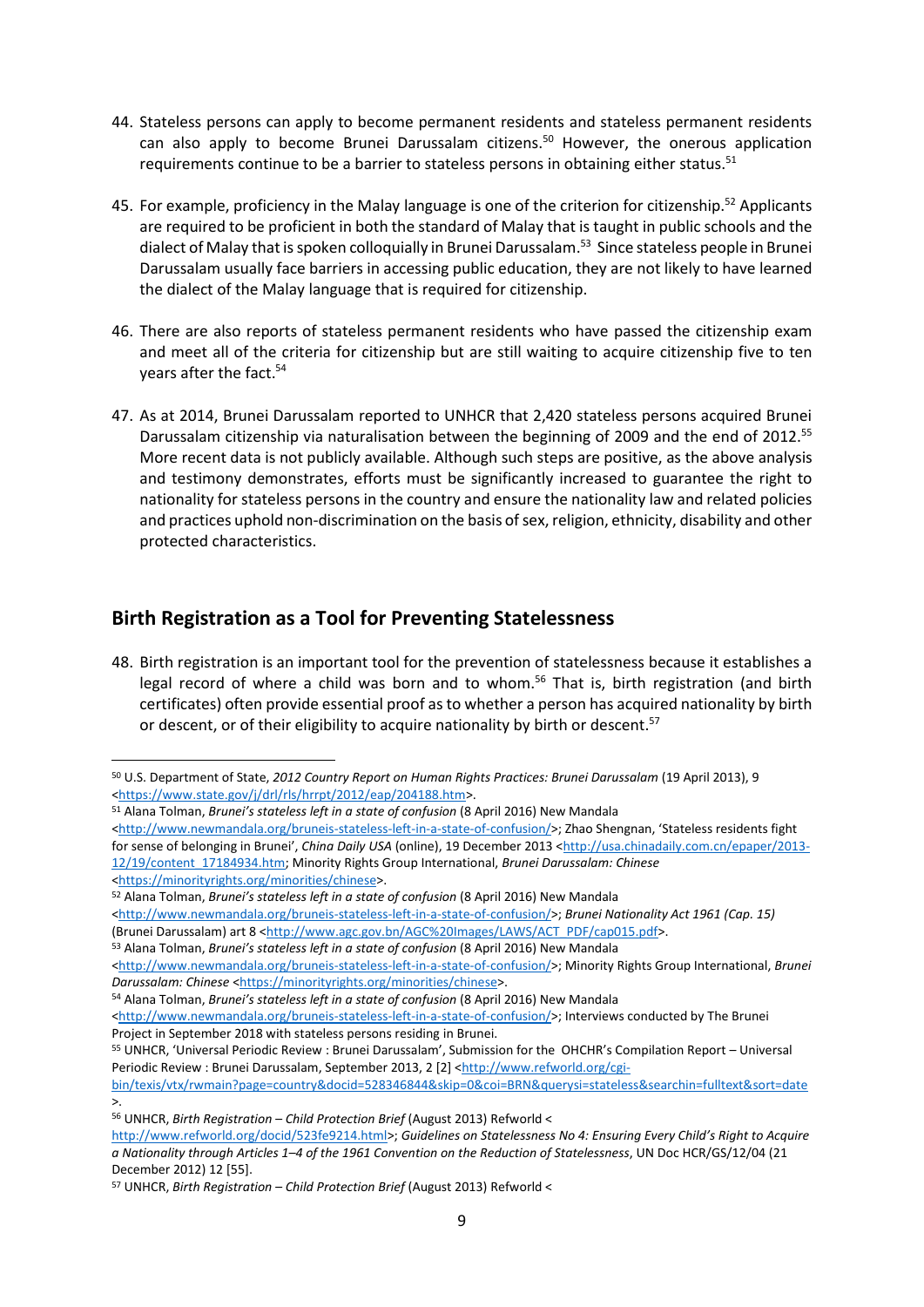44. Stateless persons can apply to become permanent residents and stateless permanent residents can also apply to become Brunei Darussalam citizens.[50] However, the onerous application requirements continue to be a barrier to stateless persons in obtaining either status.[51]

45. For example, proficiency in the Malay language is one of the criterion for citizenship.[52] Applicants are required to be proficient in both the standard of Malay that is taught in public schools and the dialect of Malay that is spoken colloquially in Brunei Darussalam.[53] Since stateless people in Brunei Darussalam usually face barriers in accessing public education, they are not likely to have learned the dialect of the Malay language that is required for citizenship.

46. There are also reports of stateless permanent residents who have passed the citizenship exam and meet all of the criteria for citizenship but are still waiting to acquire citizenship five to ten years after the fact.[54]

47. As at 2014, Brunei Darussalam reported to UNHCR that 2,420 stateless persons acquired Brunei Darussalam citizenship via naturalisation between the beginning of 2009 and the end of 2012.[55] More recent data is not publicly available. Although such steps are positive, as the above analysis and testimony demonstrates, efforts must be significantly increased to guarantee the right to nationality for stateless persons in the country and ensure the nationality law and related policies and practices uphold non-discrimination on the basis of sex, religion, ethnicity, disability and other protected characteristics.

## Birth Registration as a Tool for Preventing Statelessness

48. Birth registration is an important tool for the prevention of statelessness because it establishes a legal record of where a child was born and to whom.[56] That is, birth registration (and birth certificates) often provide essential proof as to whether a person has acquired nationality by birth or descent, or of their eligibility to acquire nationality by birth or descent.[57]

---

[50] U.S. Department of State, *2012 Country Report on Human Rights Practices: Brunei Darussalam* (19 April 2013), 9 <https://www.state.gov/j/drl/rls/hrrpt/2012/eap/204188.htm>.

[51] Alana Tolman, *Brunei's stateless left in a state of confusion* (8 April 2016) New Mandala <http://www.newmandala.org/bruneis-stateless-left-in-a-state-of-confusion/>; Zhao Shengnan, 'Stateless residents fight for sense of belonging in Brunei', *China Daily USA* (online), 19 December 2013 <http://usa.chinadaily.com.cn/epaper/2013-12/19/content_17184934.htm; Minority Rights Group International, *Brunei Darussalam: Chinese* <https://minorityrights.org/minorities/chinese>.

[52] Alana Tolman, *Brunei's stateless left in a state of confusion* (8 April 2016) New Mandala <http://www.newmandala.org/bruneis-stateless-left-in-a-state-of-confusion/>; *Brunei Nationality Act 1961 (Cap. 15)* (Brunei Darussalam) art 8 <http://www.agc.gov.bn/AGC%20Images/LAWS/ACT_PDF/cap015.pdf>.

[53] Alana Tolman, *Brunei's stateless left in a state of confusion* (8 April 2016) New Mandala <http://www.newmandala.org/bruneis-stateless-left-in-a-state-of-confusion/>; Minority Rights Group International, *Brunei Darussalam: Chinese* <https://minorityrights.org/minorities/chinese>.

[54] Alana Tolman, *Brunei's stateless left in a state of confusion* (8 April 2016) New Mandala <http://www.newmandala.org/bruneis-stateless-left-in-a-state-of-confusion/>; Interviews conducted by The Brunei Project in September 2018 with stateless persons residing in Brunei.

[55] UNHCR, 'Universal Periodic Review : Brunei Darussalam', Submission for the OHCHR's Compilation Report – Universal Periodic Review : Brunei Darussalam, September 2013, 2 [2] <http://www.refworld.org/cgi-bin/texis/vtx/rwmain?page=country&docid=528346844&skip=0&coi=BRN&querysi=stateless&searchin=fulltext&sort=date>.

[56] UNHCR, *Birth Registration – Child Protection Brief* (August 2013) Refworld < http://www.refworld.org/docid/523fe9214.html>; *Guidelines on Statelessness No 4: Ensuring Every Child's Right to Acquire a Nationality through Articles 1–4 of the 1961 Convention on the Reduction of Statelessness*, UN Doc HCR/GS/12/04 (21 December 2012) 12 [55].

[57] UNHCR, *Birth Registration – Child Protection Brief* (August 2013) Refworld <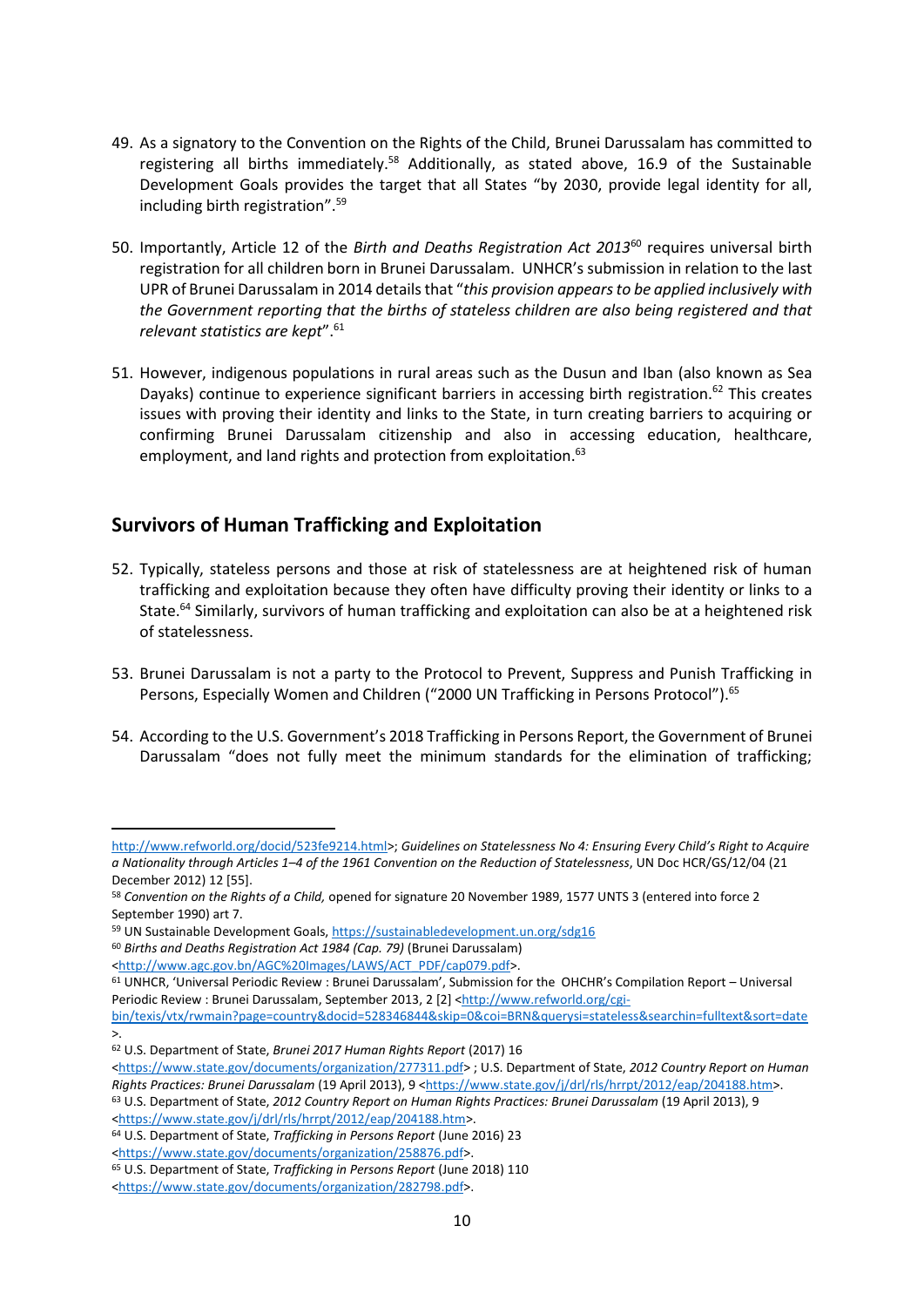49. As a signatory to the Convention on the Rights of the Child, Brunei Darussalam has committed to registering all births immediately.[58] Additionally, as stated above, 16.9 of the Sustainable Development Goals provides the target that all States "by 2030, provide legal identity for all, including birth registration".[59]

50. Importantly, Article 12 of the *Birth and Deaths Registration Act 2013*[60] requires universal birth registration for all children born in Brunei Darussalam. UNHCR's submission in relation to the last UPR of Brunei Darussalam in 2014 details that "*this provision appears to be applied inclusively with the Government reporting that the births of stateless children are also being registered and that relevant statistics are kept*".[61]

51. However, indigenous populations in rural areas such as the Dusun and Iban (also known as Sea Dayaks) continue to experience significant barriers in accessing birth registration.[62] This creates issues with proving their identity and links to the State, in turn creating barriers to acquiring or confirming Brunei Darussalam citizenship and also in accessing education, healthcare, employment, and land rights and protection from exploitation.[63]

## Survivors of Human Trafficking and Exploitation

52. Typically, stateless persons and those at risk of statelessness are at heightened risk of human trafficking and exploitation because they often have difficulty proving their identity or links to a State.[64] Similarly, survivors of human trafficking and exploitation can also be at a heightened risk of statelessness.

53. Brunei Darussalam is not a party to the Protocol to Prevent, Suppress and Punish Trafficking in Persons, Especially Women and Children ("2000 UN Trafficking in Persons Protocol").[65]

54. According to the U.S. Government's 2018 Trafficking in Persons Report, the Government of Brunei Darussalam "does not fully meet the minimum standards for the elimination of trafficking;

---

<http://www.refworld.org/docid/523fe9214.html>; *Guidelines on Statelessness No 4: Ensuring Every Child's Right to Acquire a Nationality through Articles 1–4 of the 1961 Convention on the Reduction of Statelessness*, UN Doc HCR/GS/12/04 (21 December 2012) 12 [55].

[58] *Convention on the Rights of a Child,* opened for signature 20 November 1989, 1577 UNTS 3 (entered into force 2 September 1990) art 7.

[59] UN Sustainable Development Goals, https://sustainabledevelopment.un.org/sdg16

[60] *Births and Deaths Registration Act 1984 (Cap. 79)* (Brunei Darussalam) <http://www.agc.gov.bn/AGC%20Images/LAWS/ACT_PDF/cap079.pdf>.

[61] UNHCR, 'Universal Periodic Review : Brunei Darussalam', Submission for the OHCHR's Compilation Report – Universal Periodic Review : Brunei Darussalam, September 2013, 2 [2] <http://www.refworld.org/cgi-bin/texis/vtx/rwmain?page=country&docid=528346844&skip=0&coi=BRN&querysi=stateless&searchin=fulltext&sort=date>.

[62] U.S. Department of State, *Brunei 2017 Human Rights Report* (2017) 16 <https://www.state.gov/documents/organization/277311.pdf> ; U.S. Department of State, *2012 Country Report on Human Rights Practices: Brunei Darussalam* (19 April 2013), 9 <https://www.state.gov/j/drl/rls/hrrpt/2012/eap/204188.htm>.

[63] U.S. Department of State, *2012 Country Report on Human Rights Practices: Brunei Darussalam* (19 April 2013), 9 <https://www.state.gov/j/drl/rls/hrrpt/2012/eap/204188.htm>.

[64] U.S. Department of State, *Trafficking in Persons Report* (June 2016) 23 <https://www.state.gov/documents/organization/258876.pdf>.

[65] U.S. Department of State, *Trafficking in Persons Report* (June 2018) 110 <https://www.state.gov/documents/organization/282798.pdf>.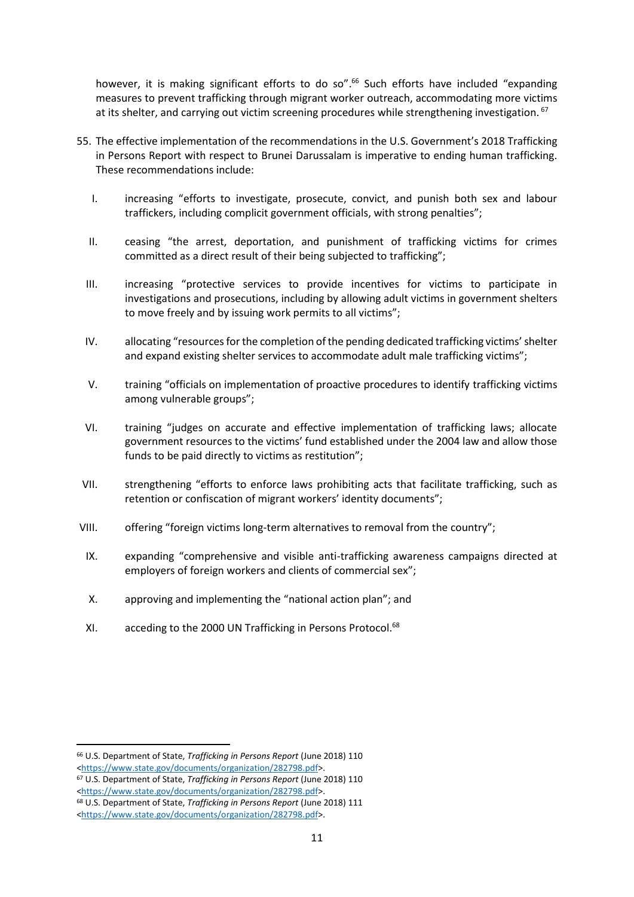however, it is making significant efforts to do so".[66] Such efforts have included "expanding measures to prevent trafficking through migrant worker outreach, accommodating more victims at its shelter, and carrying out victim screening procedures while strengthening investigation.[67]

55. The effective implementation of the recommendations in the U.S. Government's 2018 Trafficking in Persons Report with respect to Brunei Darussalam is imperative to ending human trafficking. These recommendations include:

    I. increasing "efforts to investigate, prosecute, convict, and punish both sex and labour traffickers, including complicit government officials, with strong penalties";

    II. ceasing "the arrest, deportation, and punishment of trafficking victims for crimes committed as a direct result of their being subjected to trafficking";

    III. increasing "protective services to provide incentives for victims to participate in investigations and prosecutions, including by allowing adult victims in government shelters to move freely and by issuing work permits to all victims";

    IV. allocating "resources for the completion of the pending dedicated trafficking victims' shelter and expand existing shelter services to accommodate adult male trafficking victims";

    V. training "officials on implementation of proactive procedures to identify trafficking victims among vulnerable groups";

    VI. training "judges on accurate and effective implementation of trafficking laws; allocate government resources to the victims' fund established under the 2004 law and allow those funds to be paid directly to victims as restitution";

    VII. strengthening "efforts to enforce laws prohibiting acts that facilitate trafficking, such as retention or confiscation of migrant workers' identity documents";

    VIII. offering "foreign victims long-term alternatives to removal from the country";

    IX. expanding "comprehensive and visible anti-trafficking awareness campaigns directed at employers of foreign workers and clients of commercial sex";

    X. approving and implementing the "national action plan"; and

    XI. acceding to the 2000 UN Trafficking in Persons Protocol.[68]

---

[66] U.S. Department of State, *Trafficking in Persons Report* (June 2018) 110 <https://www.state.gov/documents/organization/282798.pdf>.

[67] U.S. Department of State, *Trafficking in Persons Report* (June 2018) 110 <https://www.state.gov/documents/organization/282798.pdf>.

[68] U.S. Department of State, *Trafficking in Persons Report* (June 2018) 111 <https://www.state.gov/documents/organization/282798.pdf>.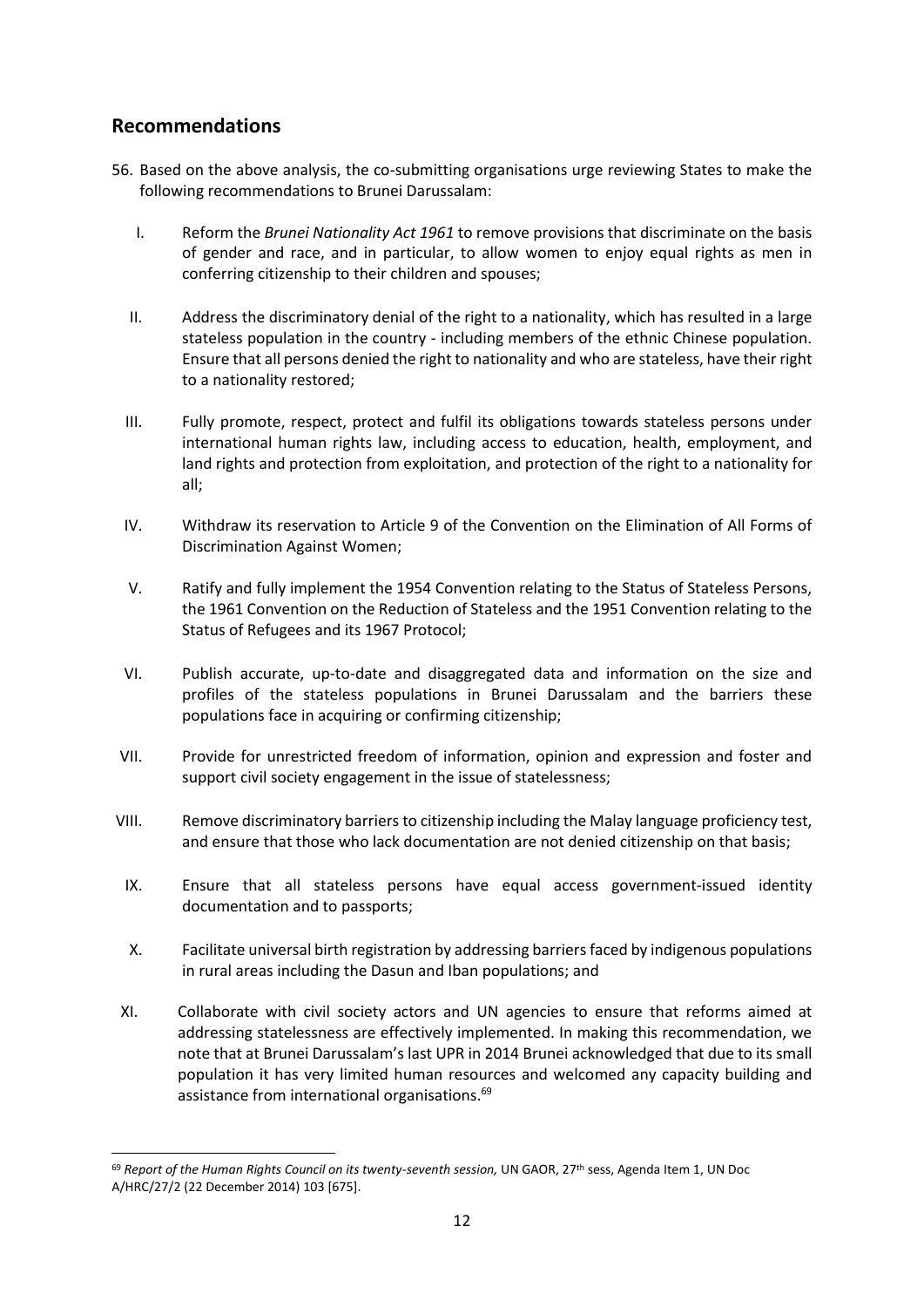## Recommendations

56. Based on the above analysis, the co-submitting organisations urge reviewing States to make the following recommendations to Brunei Darussalam:

    I. Reform the *Brunei Nationality Act 1961* to remove provisions that discriminate on the basis of gender and race, and in particular, to allow women to enjoy equal rights as men in conferring citizenship to their children and spouses;

    II. Address the discriminatory denial of the right to a nationality, which has resulted in a large stateless population in the country - including members of the ethnic Chinese population. Ensure that all persons denied the right to nationality and who are stateless, have their right to a nationality restored;

    III. Fully promote, respect, protect and fulfil its obligations towards stateless persons under international human rights law, including access to education, health, employment, and land rights and protection from exploitation, and protection of the right to a nationality for all;

    IV. Withdraw its reservation to Article 9 of the Convention on the Elimination of All Forms of Discrimination Against Women;

    V. Ratify and fully implement the 1954 Convention relating to the Status of Stateless Persons, the 1961 Convention on the Reduction of Stateless and the 1951 Convention relating to the Status of Refugees and its 1967 Protocol;

    VI. Publish accurate, up-to-date and disaggregated data and information on the size and profiles of the stateless populations in Brunei Darussalam and the barriers these populations face in acquiring or confirming citizenship;

    VII. Provide for unrestricted freedom of information, opinion and expression and foster and support civil society engagement in the issue of statelessness;

    VIII. Remove discriminatory barriers to citizenship including the Malay language proficiency test, and ensure that those who lack documentation are not denied citizenship on that basis;

    IX. Ensure that all stateless persons have equal access government-issued identity documentation and to passports;

    X. Facilitate universal birth registration by addressing barriers faced by indigenous populations in rural areas including the Dasun and Iban populations; and

    XI. Collaborate with civil society actors and UN agencies to ensure that reforms aimed at addressing statelessness are effectively implemented. In making this recommendation, we note that at Brunei Darussalam's last UPR in 2014 Brunei acknowledged that due to its small population it has very limited human resources and welcomed any capacity building and assistance from international organisations.[69]

---

[69] *Report of the Human Rights Council on its twenty-seventh session,* UN GAOR, 27th sess, Agenda Item 1, UN Doc A/HRC/27/2 (22 December 2014) 103 [675].